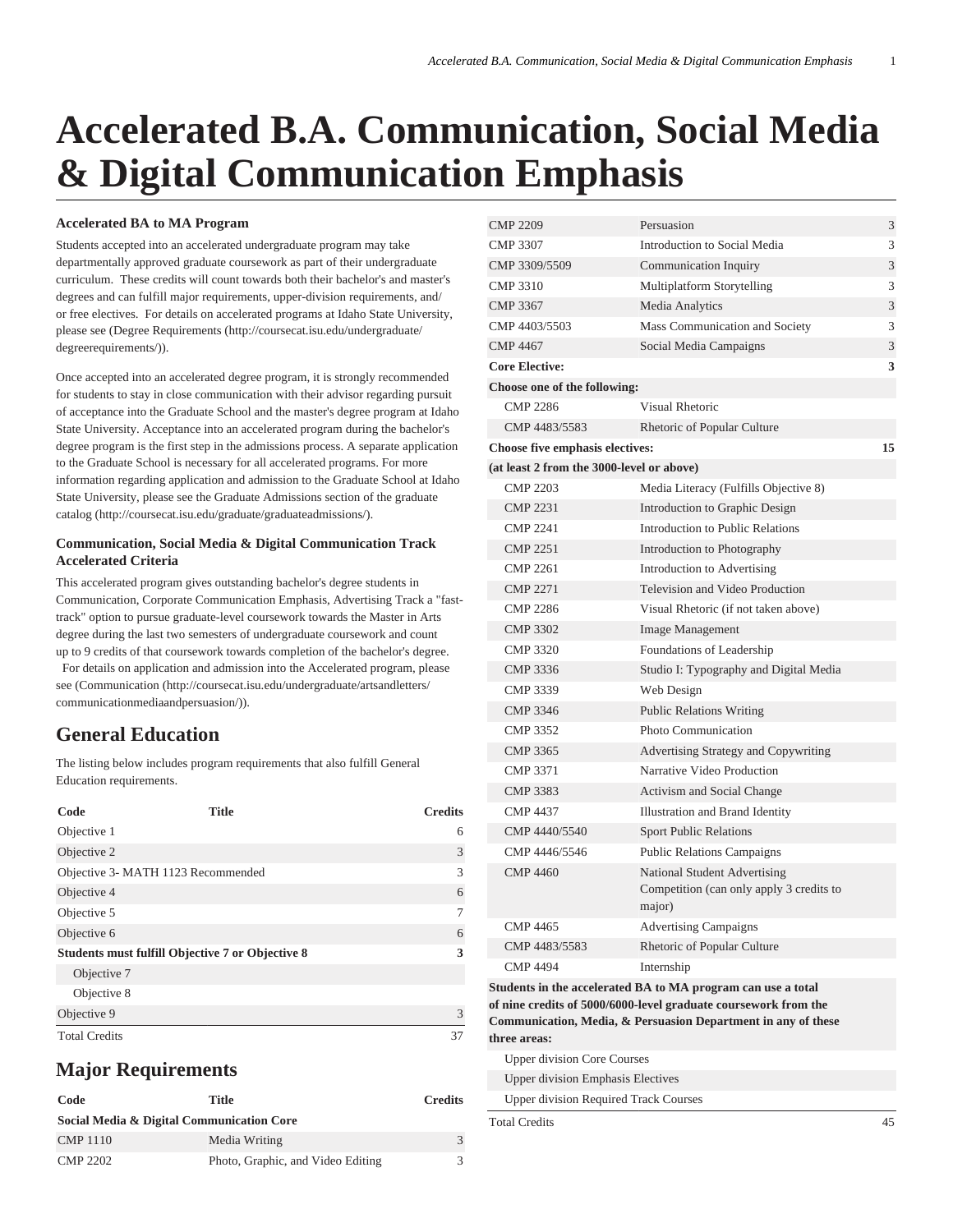# Accelerated B.A. Communication, Social Media & Digital Communication Emphasis

### Accelerated BA to MA Program

Students accepted into an accelerated undergraduate program may take departmentally approved graduate coursework as part of their undergraduate curriculum. These credits will count towards both their bachelor's and master's degrees and can fulfill major requirements, upper-division requirements, and/or free electives. For details on accelerated programs at Idaho State University, please see (Degree Requirements (http://coursecat.isu.edu/undergraduate/degreerequirements/)).

Once accepted into an accelerated degree program, it is strongly recommended for students to stay in close communication with their advisor regarding pursuit of acceptance into the Graduate School and the master's degree program at Idaho State University. Acceptance into an accelerated program during the bachelor's degree program is the first step in the admissions process. A separate application to the Graduate School is necessary for all accelerated programs. For more information regarding application and admission to the Graduate School at Idaho State University, please see the Graduate Admissions section of the graduate catalog (http://coursecat.isu.edu/graduate/graduateadmissions/).

### Communication, Social Media & Digital Communication Track Accelerated Criteria

This accelerated program gives outstanding bachelor's degree students in Communication, Corporate Communication Emphasis, Advertising Track a "fast-track" option to pursue graduate-level coursework towards the Master in Arts degree during the last two semesters of undergraduate coursework and count up to 9 credits of that coursework towards completion of the bachelor's degree. For details on application and admission into the Accelerated program, please see (Communication (http://coursecat.isu.edu/undergraduate/artsandletters/communicationmediaandpersuasion/)).

## General Education

The listing below includes program requirements that also fulfill General Education requirements.

| Code | Title | Credits |
|---|---|---|
| Objective 1 | | 6 |
| Objective 2 | | 3 |
| Objective 3- MATH 1123 Recommended | | 3 |
| Objective 4 | | 6 |
| Objective 5 | | 7 |
| Objective 6 | | 6 |
| **Students must fulfill Objective 7 or Objective 8** | | **3** |
| Objective 7 | | |
| Objective 8 | | |
| Objective 9 | | 3 |
| Total Credits | | 37 |

## Major Requirements

| Code | Title | Credits |
|---|---|---|
| **Social Media & Digital Communication Core** | | |
| CMP 1110 | Media Writing | 3 |
| CMP 2202 | Photo, Graphic, and Video Editing | 3 |
| CMP 2209 | Persuasion | 3 |
| CMP 3307 | Introduction to Social Media | 3 |
| CMP 3309/5509 | Communication Inquiry | 3 |
| CMP 3310 | Multiplatform Storytelling | 3 |
| CMP 3367 | Media Analytics | 3 |
| CMP 4403/5503 | Mass Communication and Society | 3 |
| CMP 4467 | Social Media Campaigns | 3 |
| **Core Elective:** | | **3** |
| **Choose one of the following:** | | |
| CMP 2286 | Visual Rhetoric | |
| CMP 4483/5583 | Rhetoric of Popular Culture | |
| **Choose five emphasis electives:** | | **15** |
| **(at least 2 from the 3000-level or above)** | | |
| CMP 2203 | Media Literacy (Fulfills Objective 8) | |
| CMP 2231 | Introduction to Graphic Design | |
| CMP 2241 | Introduction to Public Relations | |
| CMP 2251 | Introduction to Photography | |
| CMP 2261 | Introduction to Advertising | |
| CMP 2271 | Television and Video Production | |
| CMP 2286 | Visual Rhetoric (if not taken above) | |
| CMP 3302 | Image Management | |
| CMP 3320 | Foundations of Leadership | |
| CMP 3336 | Studio I: Typography and Digital Media | |
| CMP 3339 | Web Design | |
| CMP 3346 | Public Relations Writing | |
| CMP 3352 | Photo Communication | |
| CMP 3365 | Advertising Strategy and Copywriting | |
| CMP 3371 | Narrative Video Production | |
| CMP 3383 | Activism and Social Change | |
| CMP 4437 | Illustration and Brand Identity | |
| CMP 4440/5540 | Sport Public Relations | |
| CMP 4446/5546 | Public Relations Campaigns | |
| CMP 4460 | National Student Advertising Competition (can only apply 3 credits to major) | |
| CMP 4465 | Advertising Campaigns | |
| CMP 4483/5583 | Rhetoric of Popular Culture | |
| CMP 4494 | Internship | |
| **Students in the accelerated BA to MA program can use a total of nine credits of 5000/6000-level graduate coursework from the Communication, Media, & Persuasion Department in any of these three areas:** | | |
| Upper division Core Courses | | |
| Upper division Emphasis Electives | | |
| Upper division Required Track Courses | | |
| Total Credits | | 45 |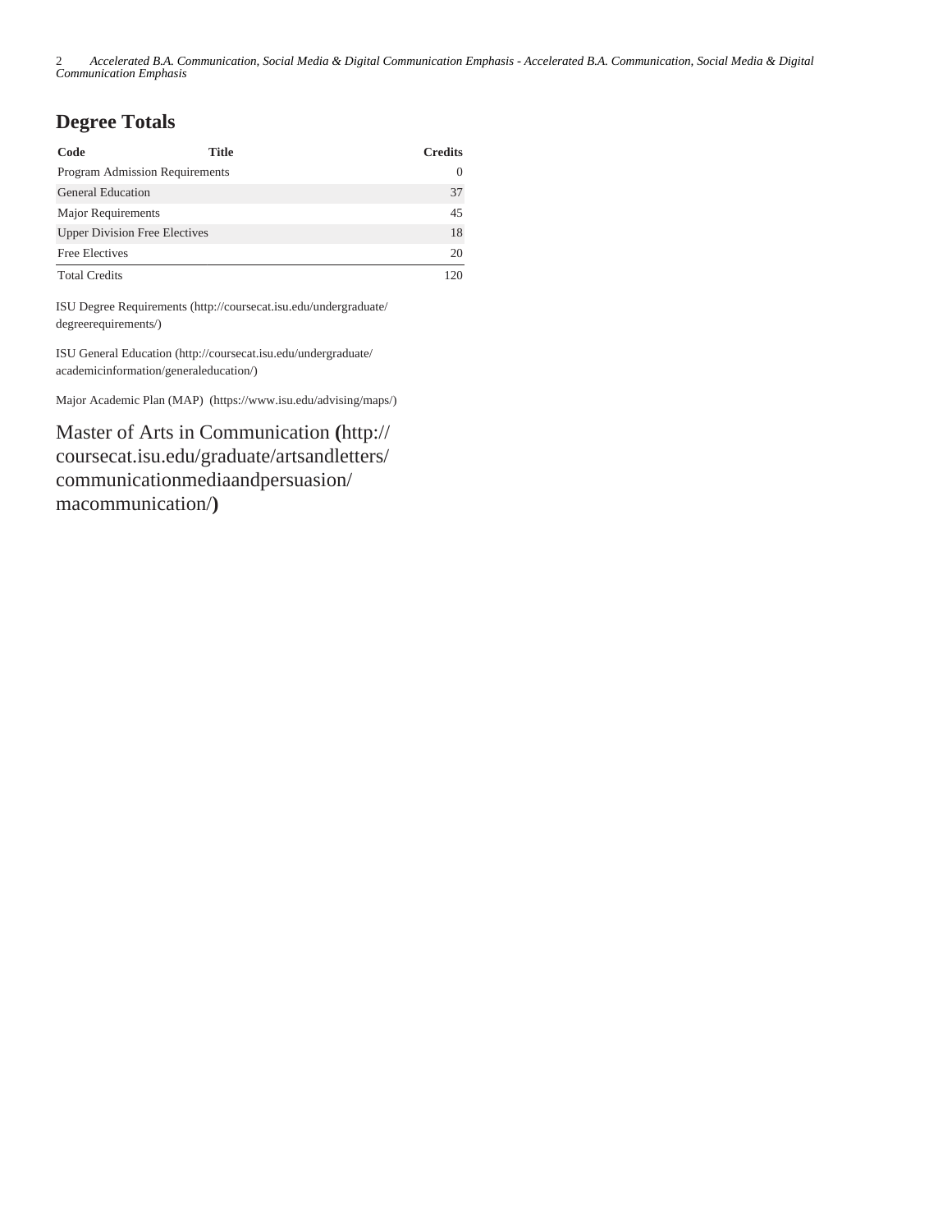## Degree Totals

| Code | Title | Credits |
|---|---|---|
| Program Admission Requirements | | 0 |
| General Education | | 37 |
| Major Requirements | | 45 |
| Upper Division Free Electives | | 18 |
| Free Electives | | 20 |
| Total Credits | | 120 |

ISU Degree Requirements (http://coursecat.isu.edu/undergraduate/degreerequirements/)

ISU General Education (http://coursecat.isu.edu/undergraduate/academicinformation/generaleducation/)

Major Academic Plan (MAP) (https://www.isu.edu/advising/maps/)

## Master of Arts in Communication (http://coursecat.isu.edu/graduate/artsandletters/communicationmediaandpersuasion/macommunication/)